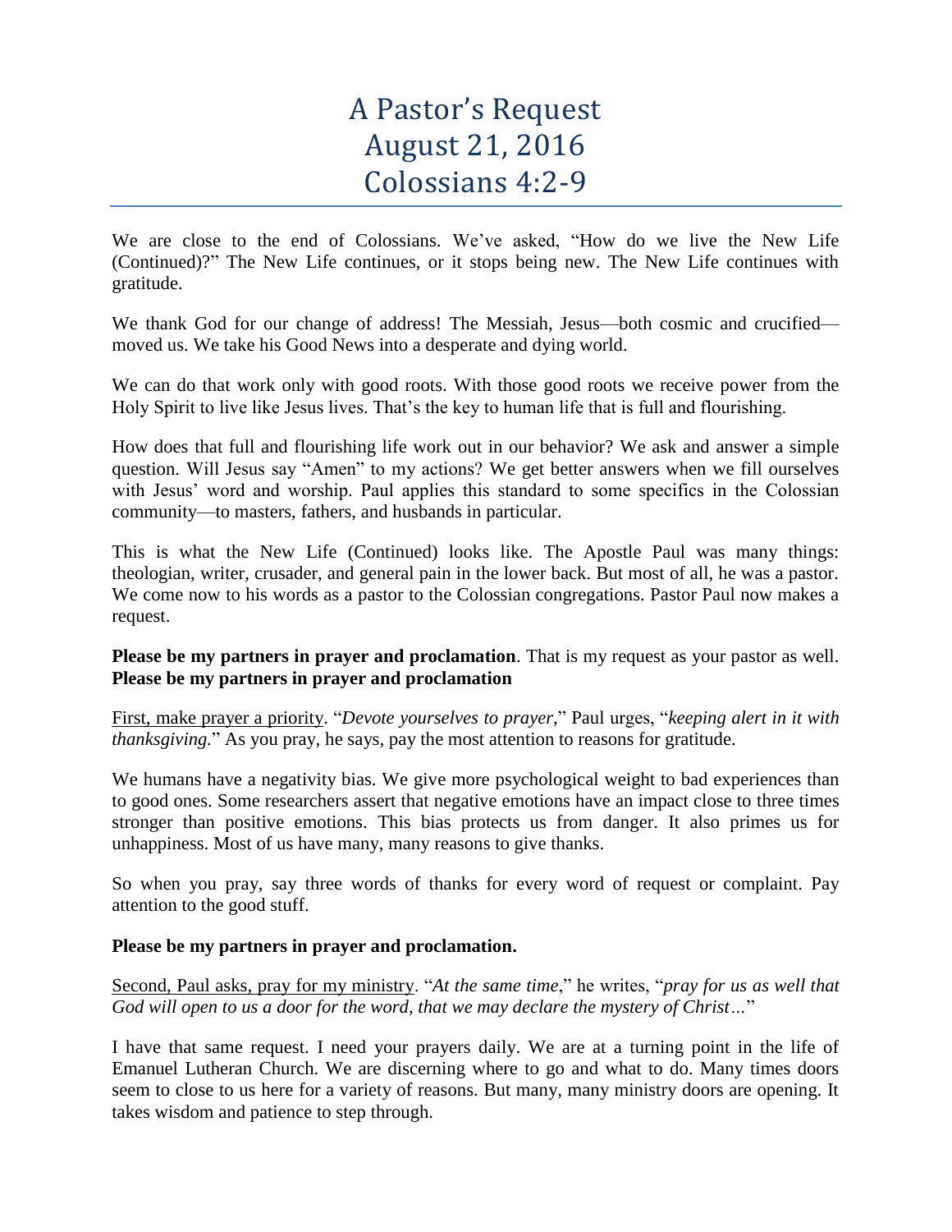# A Pastor's Request
# August 21, 2016
# Colossians 4:2-9

We are close to the end of Colossians. We've asked, "How do we live the New Life (Continued)?" The New Life continues, or it stops being new. The New Life continues with gratitude.

We thank God for our change of address! The Messiah, Jesus—both cosmic and crucified—moved us. We take his Good News into a desperate and dying world.

We can do that work only with good roots. With those good roots we receive power from the Holy Spirit to live like Jesus lives. That's the key to human life that is full and flourishing.

How does that full and flourishing life work out in our behavior? We ask and answer a simple question. Will Jesus say "Amen" to my actions? We get better answers when we fill ourselves with Jesus' word and worship. Paul applies this standard to some specifics in the Colossian community—to masters, fathers, and husbands in particular.

This is what the New Life (Continued) looks like. The Apostle Paul was many things: theologian, writer, crusader, and general pain in the lower back. But most of all, he was a pastor. We come now to his words as a pastor to the Colossian congregations. Pastor Paul now makes a request.

**Please be my partners in prayer and proclamation**. That is my request as your pastor as well. **Please be my partners in prayer and proclamation**

<u>First, make prayer a priority</u>. "*Devote yourselves to prayer*," Paul urges, "*keeping alert in it with thanksgiving*." As you pray, he says, pay the most attention to reasons for gratitude.

We humans have a negativity bias. We give more psychological weight to bad experiences than to good ones. Some researchers assert that negative emotions have an impact close to three times stronger than positive emotions. This bias protects us from danger. It also primes us for unhappiness. Most of us have many, many reasons to give thanks.

So when you pray, say three words of thanks for every word of request or complaint. Pay attention to the good stuff.

**Please be my partners in prayer and proclamation.**

<u>Second, Paul asks, pray for my ministry</u>. "*At the same time*," he writes, "*pray for us as well that God will open to us a door for the word, that we may declare the mystery of Christ…*"

I have that same request. I need your prayers daily. We are at a turning point in the life of Emanuel Lutheran Church. We are discerning where to go and what to do. Many times doors seem to close to us here for a variety of reasons. But many, many ministry doors are opening. It takes wisdom and patience to step through.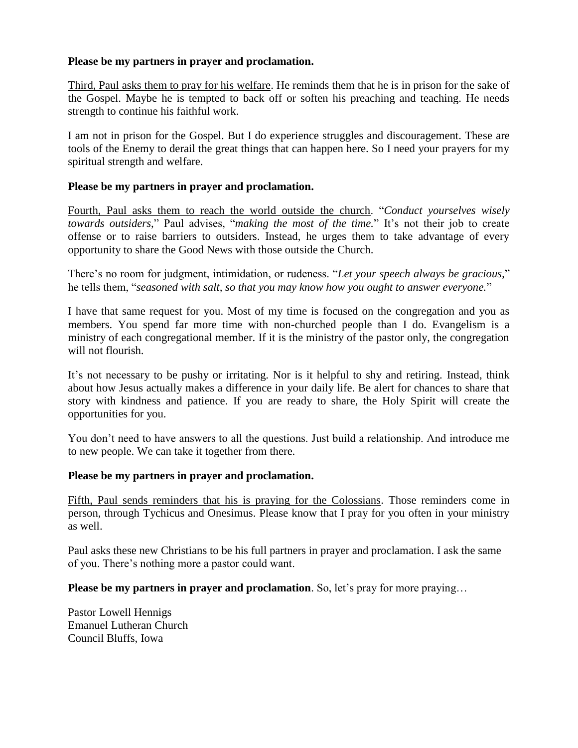**Please be my partners in prayer and proclamation.**

Third, Paul asks them to pray for his welfare. He reminds them that he is in prison for the sake of the Gospel. Maybe he is tempted to back off or soften his preaching and teaching. He needs strength to continue his faithful work.

I am not in prison for the Gospel. But I do experience struggles and discouragement. These are tools of the Enemy to derail the great things that can happen here. So I need your prayers for my spiritual strength and welfare.

**Please be my partners in prayer and proclamation.**

Fourth, Paul asks them to reach the world outside the church. "*Conduct yourselves wisely towards outsiders*," Paul advises, "*making the most of the time.*" It's not their job to create offense or to raise barriers to outsiders. Instead, he urges them to take advantage of every opportunity to share the Good News with those outside the Church.

There's no room for judgment, intimidation, or rudeness. "*Let your speech always be gracious*," he tells them, "*seasoned with salt, so that you may know how you ought to answer everyone.*"

I have that same request for you. Most of my time is focused on the congregation and you as members. You spend far more time with non-churched people than I do. Evangelism is a ministry of each congregational member. If it is the ministry of the pastor only, the congregation will not flourish.

It's not necessary to be pushy or irritating. Nor is it helpful to shy and retiring. Instead, think about how Jesus actually makes a difference in your daily life. Be alert for chances to share that story with kindness and patience. If you are ready to share, the Holy Spirit will create the opportunities for you.

You don't need to have answers to all the questions. Just build a relationship. And introduce me to new people. We can take it together from there.

**Please be my partners in prayer and proclamation.**

Fifth, Paul sends reminders that his is praying for the Colossians. Those reminders come in person, through Tychicus and Onesimus. Please know that I pray for you often in your ministry as well.

Paul asks these new Christians to be his full partners in prayer and proclamation. I ask the same of you. There's nothing more a pastor could want.

**Please be my partners in prayer and proclamation**. So, let's pray for more praying…

Pastor Lowell Hennigs
Emanuel Lutheran Church
Council Bluffs, Iowa